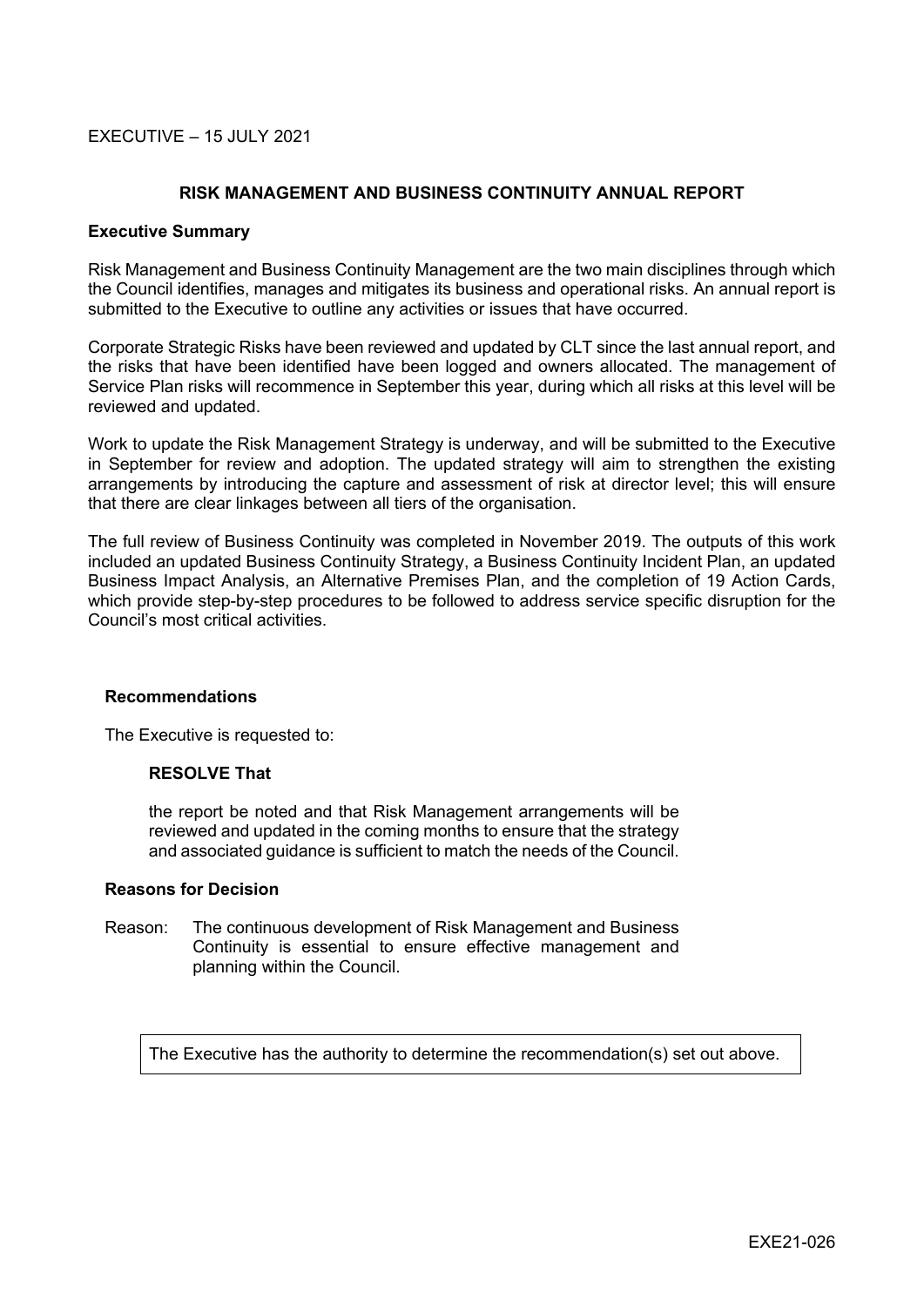EXECUTIVE – 15 JULY 2021

# RISK MANAGEMENT AND BUSINESS CONTINUITY ANNUAL REPORT

**Executive Summary**

Risk Management and Business Continuity Management are the two main disciplines through which the Council identifies, manages and mitigates its business and operational risks. An annual report is submitted to the Executive to outline any activities or issues that have occurred.

Corporate Strategic Risks have been reviewed and updated by CLT since the last annual report, and the risks that have been identified have been logged and owners allocated. The management of Service Plan risks will recommence in September this year, during which all risks at this level will be reviewed and updated.

Work to update the Risk Management Strategy is underway, and will be submitted to the Executive in September for review and adoption. The updated strategy will aim to strengthen the existing arrangements by introducing the capture and assessment of risk at director level; this will ensure that there are clear linkages between all tiers of the organisation.

The full review of Business Continuity was completed in November 2019. The outputs of this work included an updated Business Continuity Strategy, a Business Continuity Incident Plan, an updated Business Impact Analysis, an Alternative Premises Plan, and the completion of 19 Action Cards, which provide step-by-step procedures to be followed to address service specific disruption for the Council's most critical activities.

**Recommendations**

The Executive is requested to:

**RESOLVE That**

the report be noted and that Risk Management arrangements will be reviewed and updated in the coming months to ensure that the strategy and associated guidance is sufficient to match the needs of the Council.

**Reasons for Decision**

Reason: The continuous development of Risk Management and Business Continuity is essential to ensure effective management and planning within the Council.

The Executive has the authority to determine the recommendation(s) set out above.

EXE21-026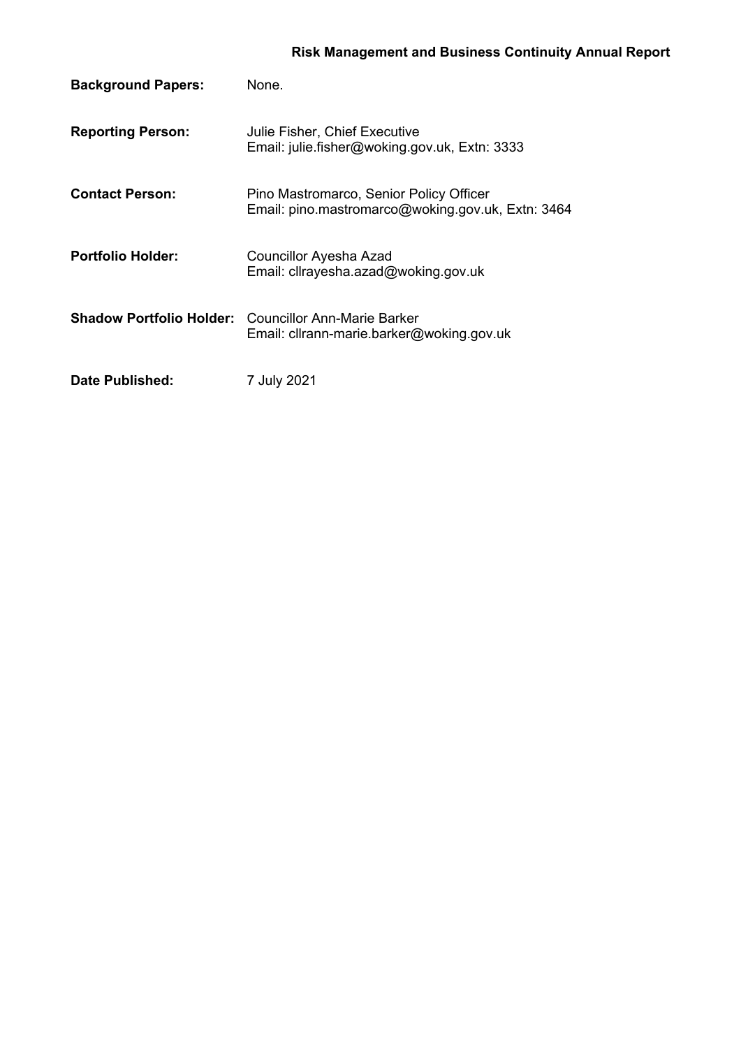**Risk Management and Business Continuity Annual Report**

**Background Papers:** None.

**Reporting Person:** Julie Fisher, Chief Executive
Email: julie.fisher@woking.gov.uk, Extn: 3333

**Contact Person:** Pino Mastromarco, Senior Policy Officer
Email: pino.mastromarco@woking.gov.uk, Extn: 3464

**Portfolio Holder:** Councillor Ayesha Azad
Email: cllrayesha.azad@woking.gov.uk

**Shadow Portfolio Holder:** Councillor Ann-Marie Barker
Email: cllrann-marie.barker@woking.gov.uk

**Date Published:** 7 July 2021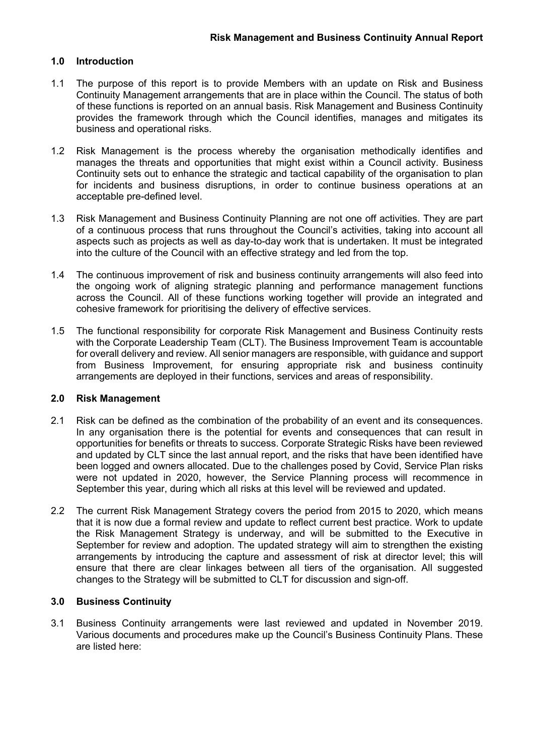**Risk Management and Business Continuity Annual Report**

## 1.0 Introduction

1.1 The purpose of this report is to provide Members with an update on Risk and Business Continuity Management arrangements that are in place within the Council. The status of both of these functions is reported on an annual basis. Risk Management and Business Continuity provides the framework through which the Council identifies, manages and mitigates its business and operational risks.

1.2 Risk Management is the process whereby the organisation methodically identifies and manages the threats and opportunities that might exist within a Council activity. Business Continuity sets out to enhance the strategic and tactical capability of the organisation to plan for incidents and business disruptions, in order to continue business operations at an acceptable pre-defined level.

1.3 Risk Management and Business Continuity Planning are not one off activities. They are part of a continuous process that runs throughout the Council's activities, taking into account all aspects such as projects as well as day-to-day work that is undertaken. It must be integrated into the culture of the Council with an effective strategy and led from the top.

1.4 The continuous improvement of risk and business continuity arrangements will also feed into the ongoing work of aligning strategic planning and performance management functions across the Council. All of these functions working together will provide an integrated and cohesive framework for prioritising the delivery of effective services.

1.5 The functional responsibility for corporate Risk Management and Business Continuity rests with the Corporate Leadership Team (CLT). The Business Improvement Team is accountable for overall delivery and review. All senior managers are responsible, with guidance and support from Business Improvement, for ensuring appropriate risk and business continuity arrangements are deployed in their functions, services and areas of responsibility.

## 2.0 Risk Management

2.1 Risk can be defined as the combination of the probability of an event and its consequences. In any organisation there is the potential for events and consequences that can result in opportunities for benefits or threats to success. Corporate Strategic Risks have been reviewed and updated by CLT since the last annual report, and the risks that have been identified have been logged and owners allocated. Due to the challenges posed by Covid, Service Plan risks were not updated in 2020, however, the Service Planning process will recommence in September this year, during which all risks at this level will be reviewed and updated.

2.2 The current Risk Management Strategy covers the period from 2015 to 2020, which means that it is now due a formal review and update to reflect current best practice. Work to update the Risk Management Strategy is underway, and will be submitted to the Executive in September for review and adoption. The updated strategy will aim to strengthen the existing arrangements by introducing the capture and assessment of risk at director level; this will ensure that there are clear linkages between all tiers of the organisation. All suggested changes to the Strategy will be submitted to CLT for discussion and sign-off.

## 3.0 Business Continuity

3.1 Business Continuity arrangements were last reviewed and updated in November 2019. Various documents and procedures make up the Council's Business Continuity Plans. These are listed here: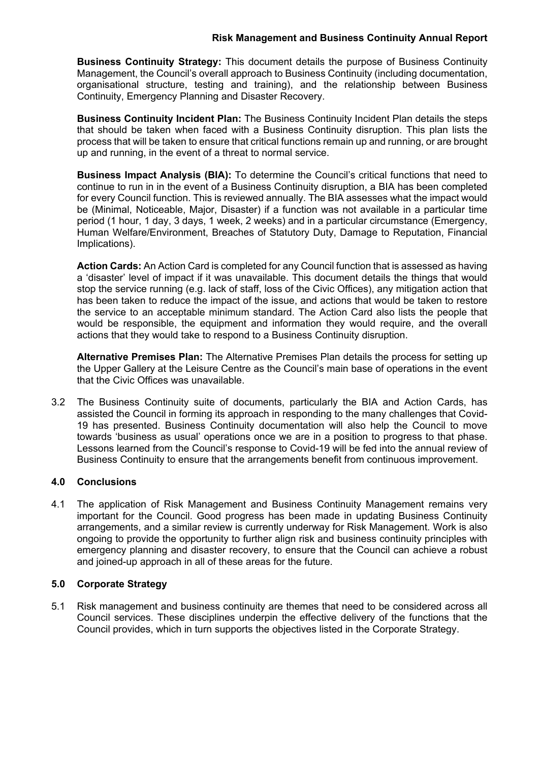**Business Continuity Strategy:** This document details the purpose of Business Continuity Management, the Council's overall approach to Business Continuity (including documentation, organisational structure, testing and training), and the relationship between Business Continuity, Emergency Planning and Disaster Recovery.

**Business Continuity Incident Plan:** The Business Continuity Incident Plan details the steps that should be taken when faced with a Business Continuity disruption. This plan lists the process that will be taken to ensure that critical functions remain up and running, or are brought up and running, in the event of a threat to normal service.

**Business Impact Analysis (BIA):** To determine the Council's critical functions that need to continue to run in in the event of a Business Continuity disruption, a BIA has been completed for every Council function. This is reviewed annually. The BIA assesses what the impact would be (Minimal, Noticeable, Major, Disaster) if a function was not available in a particular time period (1 hour, 1 day, 3 days, 1 week, 2 weeks) and in a particular circumstance (Emergency, Human Welfare/Environment, Breaches of Statutory Duty, Damage to Reputation, Financial Implications).

**Action Cards:** An Action Card is completed for any Council function that is assessed as having a 'disaster' level of impact if it was unavailable. This document details the things that would stop the service running (e.g. lack of staff, loss of the Civic Offices), any mitigation action that has been taken to reduce the impact of the issue, and actions that would be taken to restore the service to an acceptable minimum standard. The Action Card also lists the people that would be responsible, the equipment and information they would require, and the overall actions that they would take to respond to a Business Continuity disruption.

**Alternative Premises Plan:** The Alternative Premises Plan details the process for setting up the Upper Gallery at the Leisure Centre as the Council's main base of operations in the event that the Civic Offices was unavailable.

3.2 The Business Continuity suite of documents, particularly the BIA and Action Cards, has assisted the Council in forming its approach in responding to the many challenges that Covid-19 has presented. Business Continuity documentation will also help the Council to move towards 'business as usual' operations once we are in a position to progress to that phase. Lessons learned from the Council's response to Covid-19 will be fed into the annual review of Business Continuity to ensure that the arrangements benefit from continuous improvement.

## 4.0 Conclusions

4.1 The application of Risk Management and Business Continuity Management remains very important for the Council. Good progress has been made in updating Business Continuity arrangements, and a similar review is currently underway for Risk Management. Work is also ongoing to provide the opportunity to further align risk and business continuity principles with emergency planning and disaster recovery, to ensure that the Council can achieve a robust and joined-up approach in all of these areas for the future.

## 5.0 Corporate Strategy

5.1 Risk management and business continuity are themes that need to be considered across all Council services. These disciplines underpin the effective delivery of the functions that the Council provides, which in turn supports the objectives listed in the Corporate Strategy.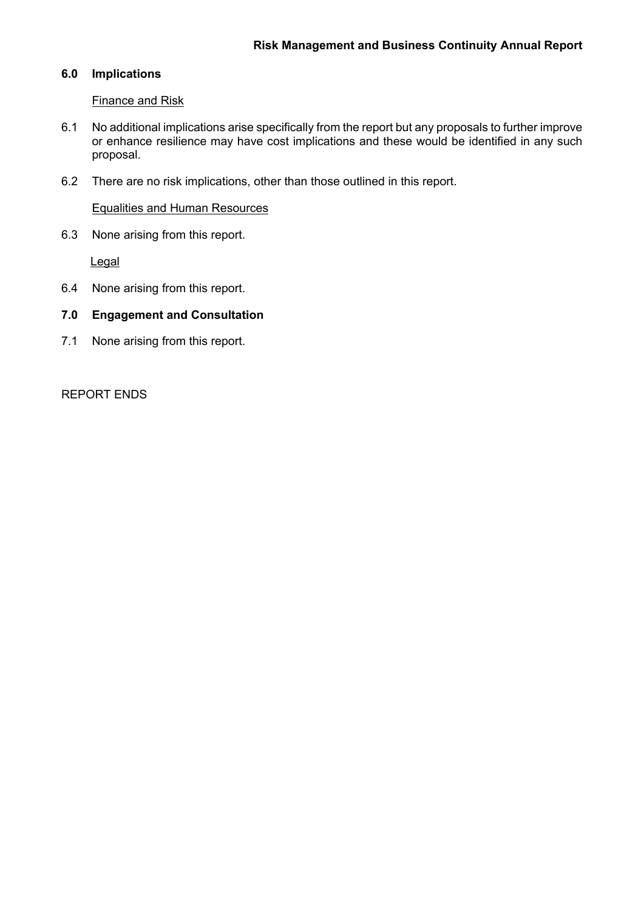## 6.0 Implications

Finance and Risk

6.1 No additional implications arise specifically from the report but any proposals to further improve or enhance resilience may have cost implications and these would be identified in any such proposal.

6.2 There are no risk implications, other than those outlined in this report.

Equalities and Human Resources

6.3 None arising from this report.

Legal

6.4 None arising from this report.

## 7.0 Engagement and Consultation

7.1 None arising from this report.

REPORT ENDS